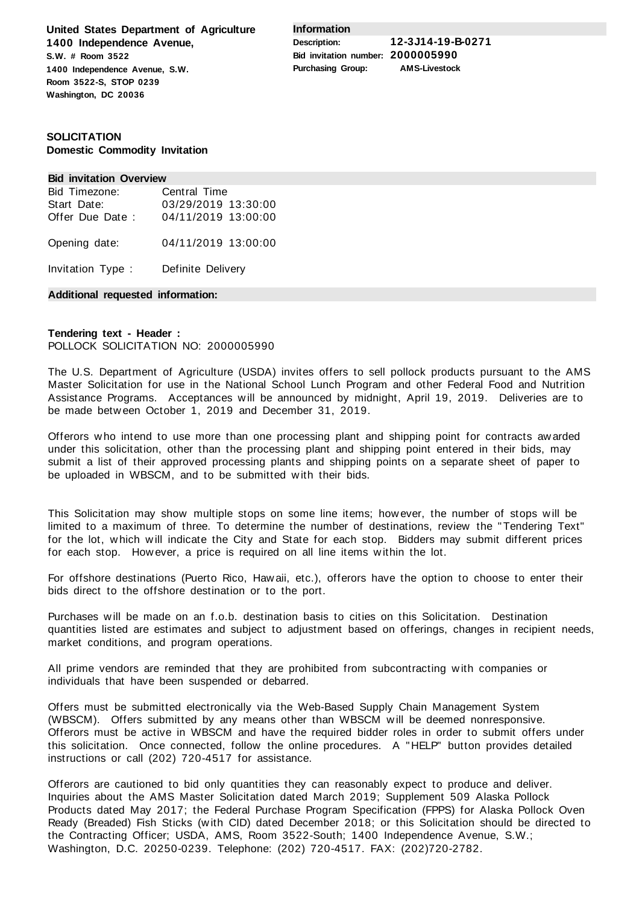**United States Department of Agriculture**
**1400 Independence Avenue,**
**S.W. # Room 3522**
**1400 Independence Avenue, S.W.**
**Room 3522-S, STOP 0239**
**Washington, DC 20036**

**Information**

| | |
|---|---|
| **Description:** | **12-3J14-19-B-0271** |
| **Bid invitation number:** | **2000005990** |
| **Purchasing Group:** | **AMS-Livestock** |

**SOLICITATION**
**Domestic Commodity Invitation**

**Bid invitation Overview**

| | |
|---|---|
| Bid Timezone: | Central Time |
| Start Date: | 03/29/2019 13:30:00 |
| Offer Due Date : | 04/11/2019 13:00:00 |
| Opening date: | 04/11/2019 13:00:00 |
| Invitation Type : | Definite Delivery |

**Additional requested information:**

**Tendering text - Header :**
POLLOCK SOLICITATION NO: 2000005990

The U.S. Department of Agriculture (USDA) invites offers to sell pollock products pursuant to the AMS Master Solicitation for use in the National School Lunch Program and other Federal Food and Nutrition Assistance Programs. Acceptances will be announced by midnight, April 19, 2019. Deliveries are to be made between October 1, 2019 and December 31, 2019.

Offerors who intend to use more than one processing plant and shipping point for contracts awarded under this solicitation, other than the processing plant and shipping point entered in their bids, may submit a list of their approved processing plants and shipping points on a separate sheet of paper to be uploaded in WBSCM, and to be submitted with their bids.

This Solicitation may show multiple stops on some line items; however, the number of stops will be limited to a maximum of three. To determine the number of destinations, review the "Tendering Text" for the lot, which will indicate the City and State for each stop. Bidders may submit different prices for each stop. However, a price is required on all line items within the lot.

For offshore destinations (Puerto Rico, Hawaii, etc.), offerors have the option to choose to enter their bids direct to the offshore destination or to the port.

Purchases will be made on an f.o.b. destination basis to cities on this Solicitation. Destination quantities listed are estimates and subject to adjustment based on offerings, changes in recipient needs, market conditions, and program operations.

All prime vendors are reminded that they are prohibited from subcontracting with companies or individuals that have been suspended or debarred.

Offers must be submitted electronically via the Web-Based Supply Chain Management System (WBSCM). Offers submitted by any means other than WBSCM will be deemed nonresponsive. Offerors must be active in WBSCM and have the required bidder roles in order to submit offers under this solicitation. Once connected, follow the online procedures. A "HELP" button provides detailed instructions or call (202) 720-4517 for assistance.

Offerors are cautioned to bid only quantities they can reasonably expect to produce and deliver. Inquiries about the AMS Master Solicitation dated March 2019; Supplement 509 Alaska Pollock Products dated May 2017; the Federal Purchase Program Specification (FPPS) for Alaska Pollock Oven Ready (Breaded) Fish Sticks (with CID) dated December 2018; or this Solicitation should be directed to the Contracting Officer; USDA, AMS, Room 3522-South; 1400 Independence Avenue, S.W.; Washington, D.C. 20250-0239. Telephone: (202) 720-4517. FAX: (202)720-2782.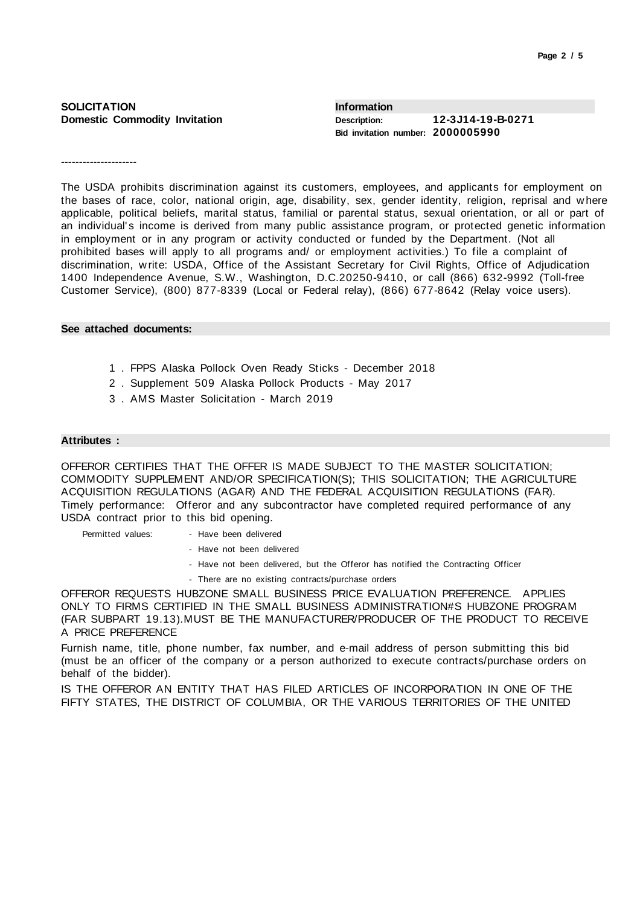**SOLICITATION**
**Domestic Commodity Invitation**

**Information**

**Description:** **12-3J14-19-B-0271**
**Bid invitation number:** **2000005990**

---------------------

The USDA prohibits discrimination against its customers, employees, and applicants for employment on the bases of race, color, national origin, age, disability, sex, gender identity, religion, reprisal and where applicable, political beliefs, marital status, familial or parental status, sexual orientation, or all or part of an individual's income is derived from many public assistance program, or protected genetic information in employment or in any program or activity conducted or funded by the Department. (Not all prohibited bases will apply to all programs and/ or employment activities.) To file a complaint of discrimination, write: USDA, Office of the Assistant Secretary for Civil Rights, Office of Adjudication 1400 Independence Avenue, S.W., Washington, D.C.20250-9410, or call (866) 632-9992 (Toll-free Customer Service), (800) 877-8339 (Local or Federal relay), (866) 677-8642 (Relay voice users).

**See attached documents:**

1. FPPS Alaska Pollock Oven Ready Sticks - December 2018
2. Supplement 509 Alaska Pollock Products - May 2017
3. AMS Master Solicitation - March 2019

**Attributes :**

OFFEROR CERTIFIES THAT THE OFFER IS MADE SUBJECT TO THE MASTER SOLICITATION; COMMODITY SUPPLEMENT AND/OR SPECIFICATION(S); THIS SOLICITATION; THE AGRICULTURE ACQUISITION REGULATIONS (AGAR) AND THE FEDERAL ACQUISITION REGULATIONS (FAR).

Timely performance: Offeror and any subcontractor have completed required performance of any USDA contract prior to this bid opening.

Permitted values:
- Have been delivered
- Have not been delivered
- Have not been delivered, but the Offeror has notified the Contracting Officer
- There are no existing contracts/purchase orders

OFFEROR REQUESTS HUBZONE SMALL BUSINESS PRICE EVALUATION PREFERENCE. APPLIES ONLY TO FIRMS CERTIFIED IN THE SMALL BUSINESS ADMINISTRATION#S HUBZONE PROGRAM (FAR SUBPART 19.13).MUST BE THE MANUFACTURER/PRODUCER OF THE PRODUCT TO RECEIVE A PRICE PREFERENCE

Furnish name, title, phone number, fax number, and e-mail address of person submitting this bid (must be an officer of the company or a person authorized to execute contracts/purchase orders on behalf of the bidder).

IS THE OFFEROR AN ENTITY THAT HAS FILED ARTICLES OF INCORPORATION IN ONE OF THE FIFTY STATES, THE DISTRICT OF COLUMBIA, OR THE VARIOUS TERRITORIES OF THE UNITED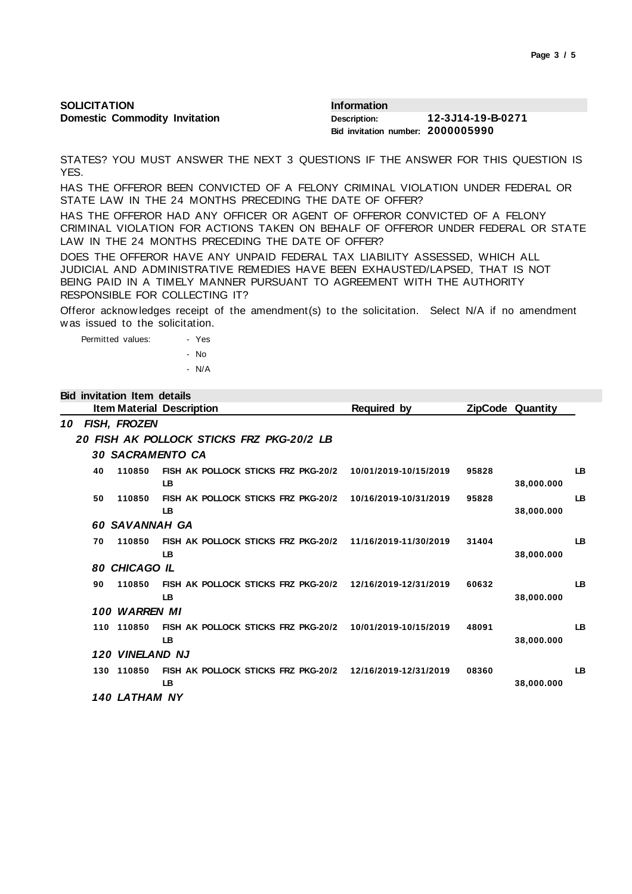**SOLICITATION**
**Domestic Commodity Invitation**

**Information**
**Description:** **12-3J14-19-B-0271**
**Bid invitation number: 2000005990**

STATES? YOU MUST ANSWER THE NEXT 3 QUESTIONS IF THE ANSWER FOR THIS QUESTION IS YES.

HAS THE OFFEROR BEEN CONVICTED OF A FELONY CRIMINAL VIOLATION UNDER FEDERAL OR STATE LAW IN THE 24 MONTHS PRECEDING THE DATE OF OFFER?

HAS THE OFFEROR HAD ANY OFFICER OR AGENT OF OFFEROR CONVICTED OF A FELONY CRIMINAL VIOLATION FOR ACTIONS TAKEN ON BEHALF OF OFFEROR UNDER FEDERAL OR STATE LAW IN THE 24 MONTHS PRECEDING THE DATE OF OFFER?

DOES THE OFFEROR HAVE ANY UNPAID FEDERAL TAX LIABILITY ASSESSED, WHICH ALL JUDICIAL AND ADMINISTRATIVE REMEDIES HAVE BEEN EXHAUSTED/LAPSED, THAT IS NOT BEING PAID IN A TIMELY MANNER PURSUANT TO AGREEMENT WITH THE AUTHORITY RESPONSIBLE FOR COLLECTING IT?

Offeror acknowledges receipt of the amendment(s) to the solicitation. Select N/A if no amendment was issued to the solicitation.

Permitted values:
- Yes
- No
- N/A

**Bid invitation Item details**

| Item | Material | Description | Required by | ZipCode | Quantity | |
|---|---|---|---|---|---|---|
| ***10 FISH, FROZEN*** | | | | | | |
| ***20 FISH AK POLLOCK STICKS FRZ PKG-20/2 LB*** | | | | | | |
| ***30 SACRAMENTO CA*** | | | | | | |
| 40 | 110850 | FISH AK POLLOCK STICKS FRZ PKG-20/2 LB | 10/01/2019-10/15/2019 | 95828 | 38,000.000 | LB |
| 50 | 110850 | FISH AK POLLOCK STICKS FRZ PKG-20/2 LB | 10/16/2019-10/31/2019 | 95828 | 38,000.000 | LB |
| ***60 SAVANNAH GA*** | | | | | | |
| 70 | 110850 | FISH AK POLLOCK STICKS FRZ PKG-20/2 LB | 11/16/2019-11/30/2019 | 31404 | 38,000.000 | LB |
| ***80 CHICAGO IL*** | | | | | | |
| 90 | 110850 | FISH AK POLLOCK STICKS FRZ PKG-20/2 LB | 12/16/2019-12/31/2019 | 60632 | 38,000.000 | LB |
| ***100 WARREN MI*** | | | | | | |
| 110 | 110850 | FISH AK POLLOCK STICKS FRZ PKG-20/2 LB | 10/01/2019-10/15/2019 | 48091 | 38,000.000 | LB |
| ***120 VINELAND NJ*** | | | | | | |
| 130 | 110850 | FISH AK POLLOCK STICKS FRZ PKG-20/2 LB | 12/16/2019-12/31/2019 | 08360 | 38,000.000 | LB |
| ***140 LATHAM NY*** | | | | | | |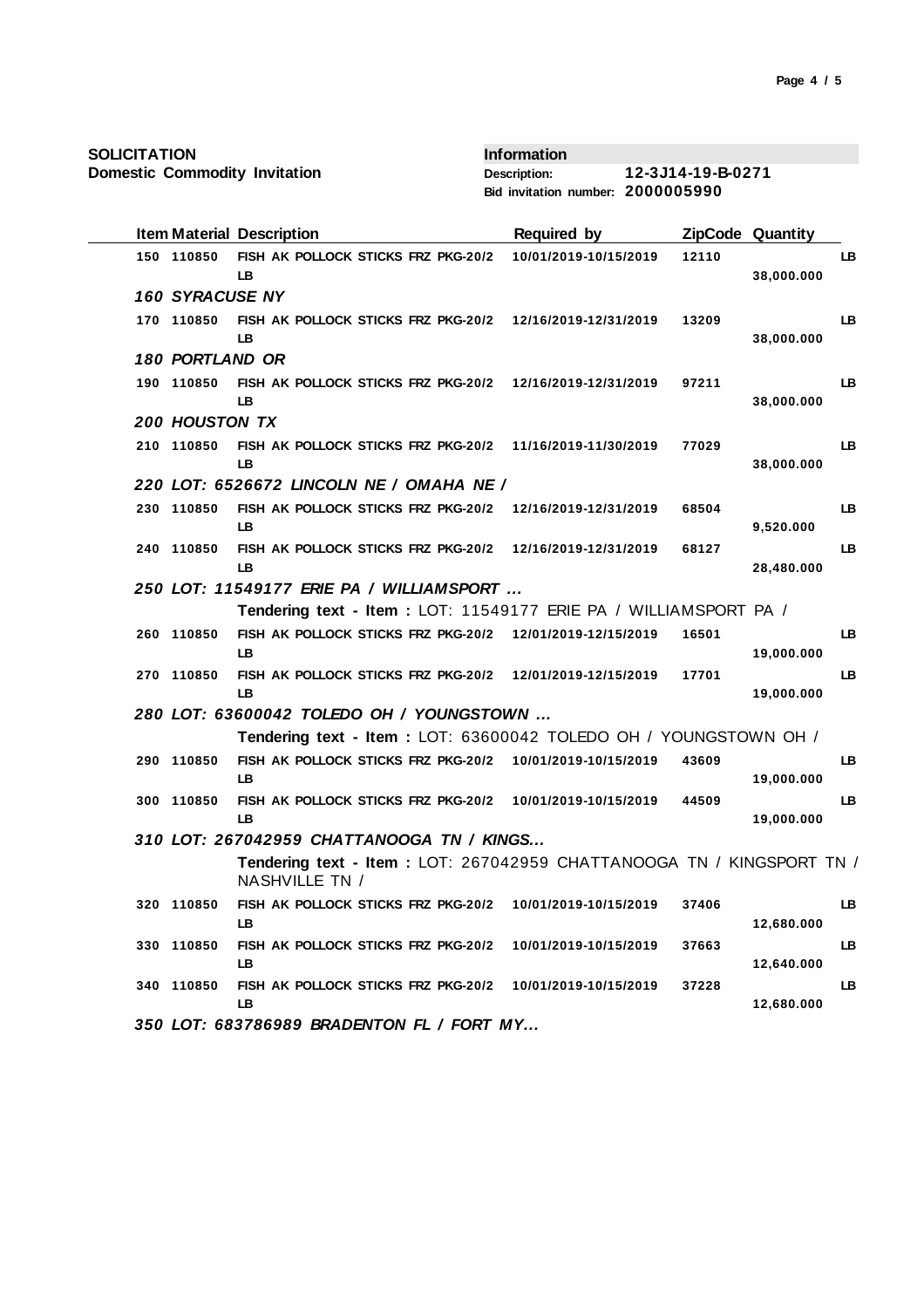**SOLICITATION**
**Domestic Commodity Invitation**

**Information**
**Description:** 12-3J14-19-B-0271
**Bid invitation number:** 2000005990

| Item | Material | Description | Required by | ZipCode | Quantity | |
|---|---|---|---|---|---|---|
| 150 | 110850 | FISH AK POLLOCK STICKS FRZ PKG-20/2 LB | 10/01/2019-10/15/2019 | 12110 | 38,000.000 | LB |
| *160 SYRACUSE NY* | | | | | | |
| 170 | 110850 | FISH AK POLLOCK STICKS FRZ PKG-20/2 LB | 12/16/2019-12/31/2019 | 13209 | 38,000.000 | LB |
| *180 PORTLAND OR* | | | | | | |
| 190 | 110850 | FISH AK POLLOCK STICKS FRZ PKG-20/2 LB | 12/16/2019-12/31/2019 | 97211 | 38,000.000 | LB |
| *200 HOUSTON TX* | | | | | | |
| 210 | 110850 | FISH AK POLLOCK STICKS FRZ PKG-20/2 LB | 11/16/2019-11/30/2019 | 77029 | 38,000.000 | LB |
| *220 LOT: 6526672 LINCOLN NE / OMAHA NE /* | | | | | | |
| 230 | 110850 | FISH AK POLLOCK STICKS FRZ PKG-20/2 LB | 12/16/2019-12/31/2019 | 68504 | 9,520.000 | LB |
| 240 | 110850 | FISH AK POLLOCK STICKS FRZ PKG-20/2 LB | 12/16/2019-12/31/2019 | 68127 | 28,480.000 | LB |
| *250 LOT: 11549177 ERIE PA / WILLIAMSPORT ...* | | | | | | |
| | | **Tendering text - Item :** LOT: 11549177 ERIE PA / WILLIAMSPORT PA / | | | | |
| 260 | 110850 | FISH AK POLLOCK STICKS FRZ PKG-20/2 LB | 12/01/2019-12/15/2019 | 16501 | 19,000.000 | LB |
| 270 | 110850 | FISH AK POLLOCK STICKS FRZ PKG-20/2 LB | 12/01/2019-12/15/2019 | 17701 | 19,000.000 | LB |
| *280 LOT: 63600042 TOLEDO OH / YOUNGSTOWN ...* | | | | | | |
| | | **Tendering text - Item :** LOT: 63600042 TOLEDO OH / YOUNGSTOWN OH / | | | | |
| 290 | 110850 | FISH AK POLLOCK STICKS FRZ PKG-20/2 LB | 10/01/2019-10/15/2019 | 43609 | 19,000.000 | LB |
| 300 | 110850 | FISH AK POLLOCK STICKS FRZ PKG-20/2 LB | 10/01/2019-10/15/2019 | 44509 | 19,000.000 | LB |
| *310 LOT: 267042959 CHATTANOOGA TN / KINGS...* | | | | | | |
| | | **Tendering text - Item :** LOT: 267042959 CHATTANOOGA TN / KINGSPORT TN / NASHVILLE TN / | | | | |
| 320 | 110850 | FISH AK POLLOCK STICKS FRZ PKG-20/2 LB | 10/01/2019-10/15/2019 | 37406 | 12,680.000 | LB |
| 330 | 110850 | FISH AK POLLOCK STICKS FRZ PKG-20/2 LB | 10/01/2019-10/15/2019 | 37663 | 12,640.000 | LB |
| 340 | 110850 | FISH AK POLLOCK STICKS FRZ PKG-20/2 LB | 10/01/2019-10/15/2019 | 37228 | 12,680.000 | LB |
| *350 LOT: 683786989 BRADENTON FL / FORT MY...* | | | | | | |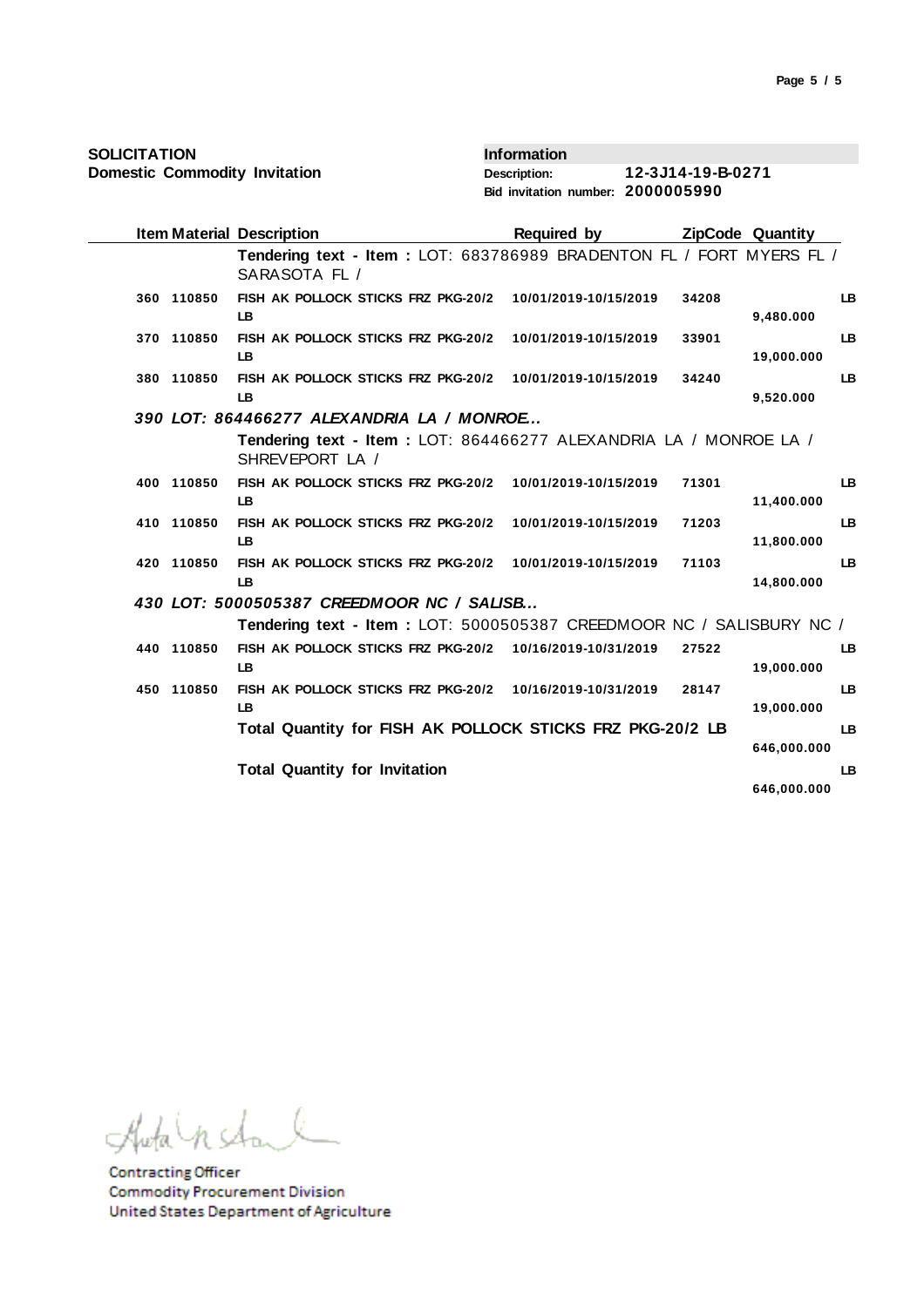**SOLICITATION**
**Domestic Commodity Invitation**

**Information**
**Description:** 12-3J14-19-B-0271
**Bid invitation number:** 2000005990

| Item | Material | Description | Required by | ZipCode | Quantity | |
|---|---|---|---|---|---|---|
| | | **Tendering text - Item :** LOT: 683786989 BRADENTON FL / FORT MYERS FL / SARASOTA FL / | | | | |
| 360 | 110850 | FISH AK POLLOCK STICKS FRZ PKG-20/2 LB | 10/01/2019-10/15/2019 | 34208 | 9,480.000 | LB |
| 370 | 110850 | FISH AK POLLOCK STICKS FRZ PKG-20/2 LB | 10/01/2019-10/15/2019 | 33901 | 19,000.000 | LB |
| 380 | 110850 | FISH AK POLLOCK STICKS FRZ PKG-20/2 LB | 10/01/2019-10/15/2019 | 34240 | 9,520.000 | LB |
| ***390*** | ***LOT: 864466277 ALEXANDRIA LA / MONROE...*** | | | | | |
| | | **Tendering text - Item :** LOT: 864466277 ALEXANDRIA LA / MONROE LA / SHREVEPORT LA / | | | | |
| 400 | 110850 | FISH AK POLLOCK STICKS FRZ PKG-20/2 LB | 10/01/2019-10/15/2019 | 71301 | 11,400.000 | LB |
| 410 | 110850 | FISH AK POLLOCK STICKS FRZ PKG-20/2 LB | 10/01/2019-10/15/2019 | 71203 | 11,800.000 | LB |
| 420 | 110850 | FISH AK POLLOCK STICKS FRZ PKG-20/2 LB | 10/01/2019-10/15/2019 | 71103 | 14,800.000 | LB |
| ***430*** | ***LOT: 5000505387 CREEDMOOR NC / SALISB...*** | | | | | |
| | | **Tendering text - Item :** LOT: 5000505387 CREEDMOOR NC / SALISBURY NC / | | | | |
| 440 | 110850 | FISH AK POLLOCK STICKS FRZ PKG-20/2 LB | 10/16/2019-10/31/2019 | 27522 | 19,000.000 | LB |
| 450 | 110850 | FISH AK POLLOCK STICKS FRZ PKG-20/2 LB | 10/16/2019-10/31/2019 | 28147 | 19,000.000 | LB |
| | | **Total Quantity for FISH AK POLLOCK STICKS FRZ PKG-20/2 LB** | | | 646,000.000 | LB |
| | | **Total Quantity for Invitation** | | | 646,000.000 | LB |

Contracting Officer
Commodity Procurement Division
United States Department of Agriculture